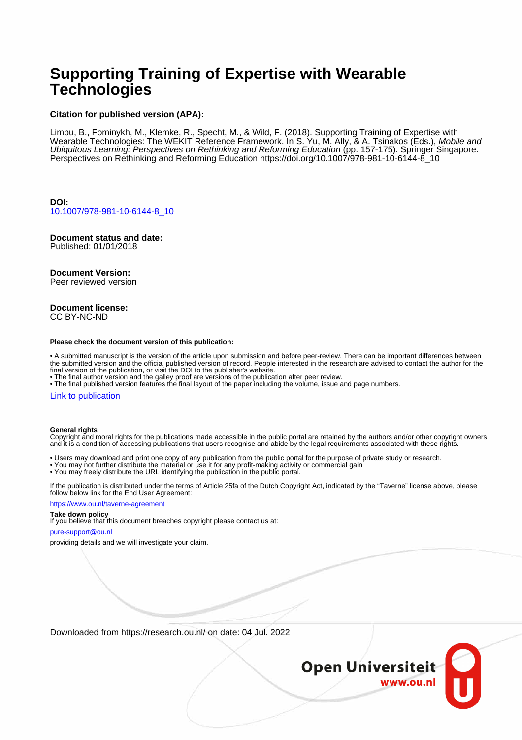# Supporting Training of Expertise with Wearable Technologies

**Citation for published version (APA):**

Limbu, B., Fominykh, M., Klemke, R., Specht, M., & Wild, F. (2018). Supporting Training of Expertise with Wearable Technologies: The WEKIT Reference Framework. In S. Yu, M. Ally, & A. Tsinakos (Eds.), *Mobile and Ubiquitous Learning: Perspectives on Rethinking and Reforming Education* (pp. 157-175). Springer Singapore. Perspectives on Rethinking and Reforming Education https://doi.org/10.1007/978-981-10-6144-8_10

**DOI:**
10.1007/978-981-10-6144-8_10

**Document status and date:**
Published: 01/01/2018

**Document Version:**
Peer reviewed version

**Document license:**
CC BY-NC-ND

**Please check the document version of this publication:**

• A submitted manuscript is the version of the article upon submission and before peer-review. There can be important differences between the submitted version and the official published version of record. People interested in the research are advised to contact the author for the final version of the publication, or visit the DOI to the publisher's website.
• The final author version and the galley proof are versions of the publication after peer review.
• The final published version features the final layout of the paper including the volume, issue and page numbers.

Link to publication

**General rights**
Copyright and moral rights for the publications made accessible in the public portal are retained by the authors and/or other copyright owners and it is a condition of accessing publications that users recognise and abide by the legal requirements associated with these rights.

• Users may download and print one copy of any publication from the public portal for the purpose of private study or research.
• You may not further distribute the material or use it for any profit-making activity or commercial gain
• You may freely distribute the URL identifying the publication in the public portal.

If the publication is distributed under the terms of Article 25fa of the Dutch Copyright Act, indicated by the "Taverne" license above, please follow below link for the End User Agreement:

https://www.ou.nl/taverne-agreement

**Take down policy**
If you believe that this document breaches copyright please contact us at:

pure-support@ou.nl

providing details and we will investigate your claim.

Downloaded from https://research.ou.nl/ on date: 04 Jul. 2022

Open Universiteit
www.ou.nl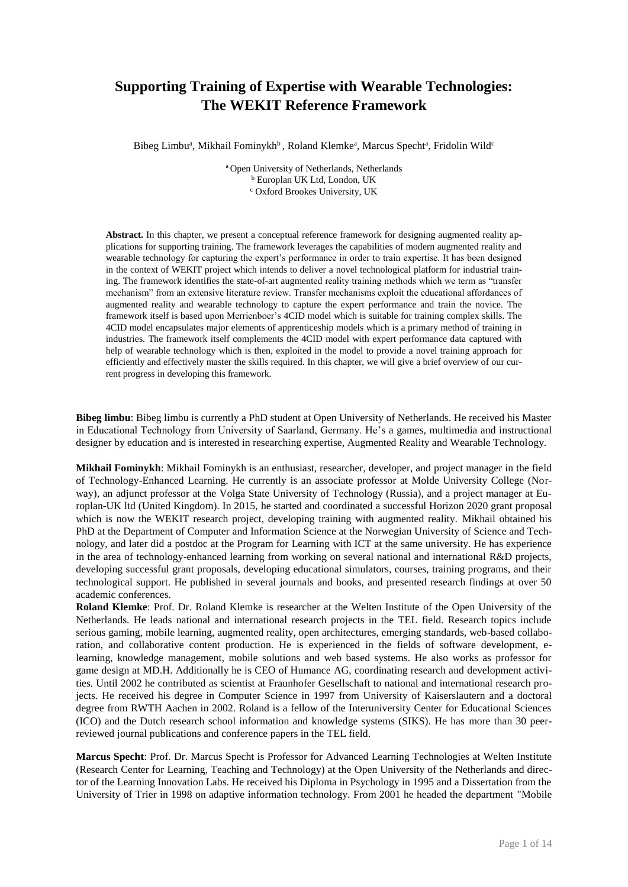# Supporting Training of Expertise with Wearable Technologies: The WEKIT Reference Framework

Bibeg Limbu[a], Mikhail Fominykh[b], Roland Klemke[a], Marcus Specht[a], Fridolin Wild[c]

[a] Open University of Netherlands, Netherlands
[b] Europlan UK Ltd, London, UK
[c] Oxford Brookes University, UK

**Abstract.** In this chapter, we present a conceptual reference framework for designing augmented reality applications for supporting training. The framework leverages the capabilities of modern augmented reality and wearable technology for capturing the expert's performance in order to train expertise. It has been designed in the context of WEKIT project which intends to deliver a novel technological platform for industrial training. The framework identifies the state-of-art augmented reality training methods which we term as "transfer mechanism" from an extensive literature review. Transfer mechanisms exploit the educational affordances of augmented reality and wearable technology to capture the expert performance and train the novice. The framework itself is based upon Merrienboer's 4CID model which is suitable for training complex skills. The 4CID model encapsulates major elements of apprenticeship models which is a primary method of training in industries. The framework itself complements the 4CID model with expert performance data captured with help of wearable technology which is then, exploited in the model to provide a novel training approach for efficiently and effectively master the skills required. In this chapter, we will give a brief overview of our current progress in developing this framework.

**Bibeg limbu**: Bibeg limbu is currently a PhD student at Open University of Netherlands. He received his Master in Educational Technology from University of Saarland, Germany. He's a games, multimedia and instructional designer by education and is interested in researching expertise, Augmented Reality and Wearable Technology.

**Mikhail Fominykh**: Mikhail Fominykh is an enthusiast, researcher, developer, and project manager in the field of Technology-Enhanced Learning. He currently is an associate professor at Molde University College (Norway), an adjunct professor at the Volga State University of Technology (Russia), and a project manager at Europlan-UK ltd (United Kingdom). In 2015, he started and coordinated a successful Horizon 2020 grant proposal which is now the WEKIT research project, developing training with augmented reality. Mikhail obtained his PhD at the Department of Computer and Information Science at the Norwegian University of Science and Technology, and later did a postdoc at the Program for Learning with ICT at the same university. He has experience in the area of technology-enhanced learning from working on several national and international R&D projects, developing successful grant proposals, developing educational simulators, courses, training programs, and their technological support. He published in several journals and books, and presented research findings at over 50 academic conferences.

**Roland Klemke**: Prof. Dr. Roland Klemke is researcher at the Welten Institute of the Open University of the Netherlands. He leads national and international research projects in the TEL field. Research topics include serious gaming, mobile learning, augmented reality, open architectures, emerging standards, web-based collaboration, and collaborative content production. He is experienced in the fields of software development, e-learning, knowledge management, mobile solutions and web based systems. He also works as professor for game design at MD.H. Additionally he is CEO of Humance AG, coordinating research and development activities. Until 2002 he contributed as scientist at Fraunhofer Gesellschaft to national and international research projects. He received his degree in Computer Science in 1997 from University of Kaiserslautern and a doctoral degree from RWTH Aachen in 2002. Roland is a fellow of the Interuniversity Center for Educational Sciences (ICO) and the Dutch research school information and knowledge systems (SIKS). He has more than 30 peer-reviewed journal publications and conference papers in the TEL field.

**Marcus Specht**: Prof. Dr. Marcus Specht is Professor for Advanced Learning Technologies at Welten Institute (Research Center for Learning, Teaching and Technology) at the Open University of the Netherlands and director of the Learning Innovation Labs. He received his Diploma in Psychology in 1995 and a Dissertation from the University of Trier in 1998 on adaptive information technology. From 2001 he headed the department "Mobile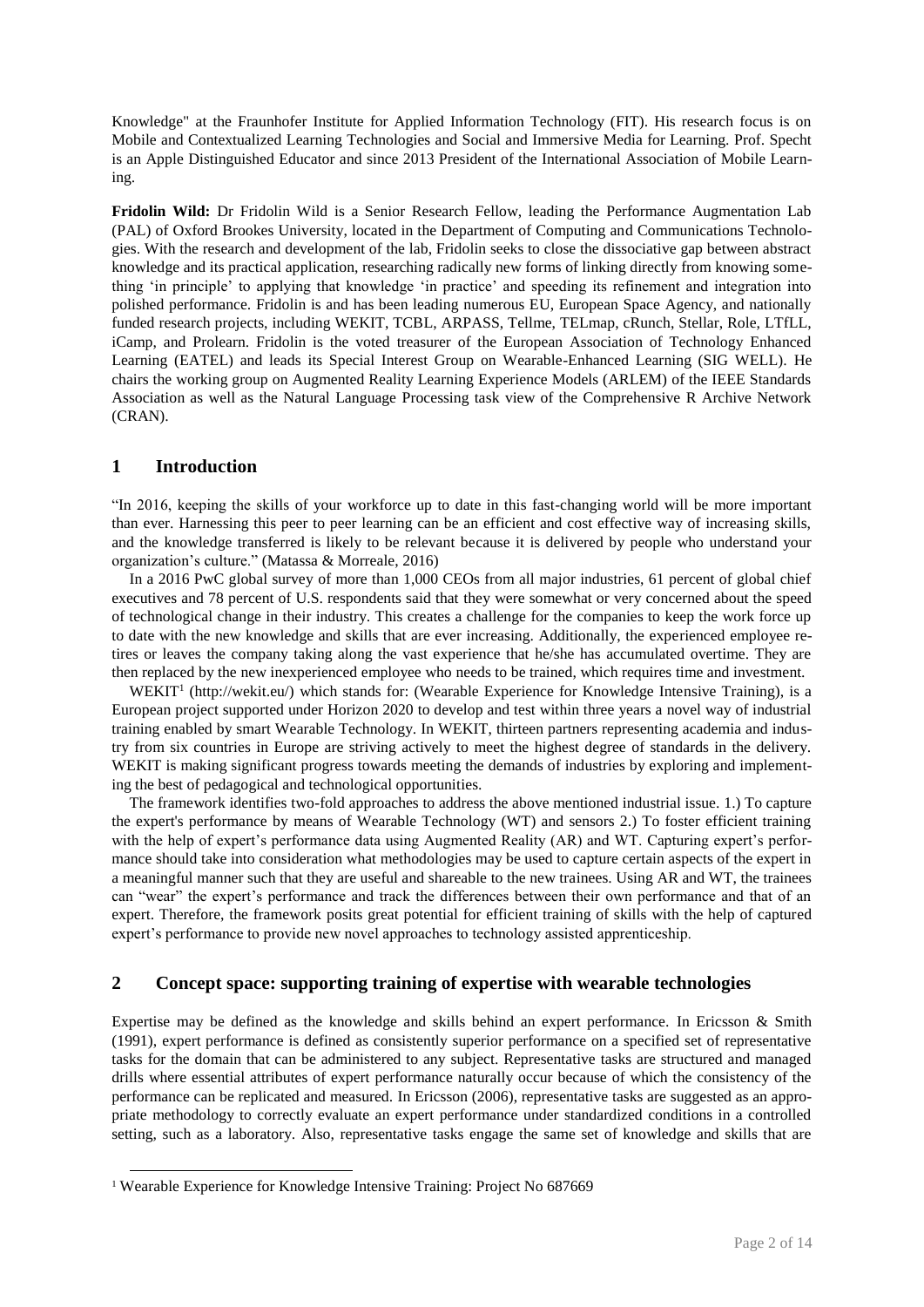Knowledge" at the Fraunhofer Institute for Applied Information Technology (FIT). His research focus is on Mobile and Contextualized Learning Technologies and Social and Immersive Media for Learning. Prof. Specht is an Apple Distinguished Educator and since 2013 President of the International Association of Mobile Learning.

**Fridolin Wild:** Dr Fridolin Wild is a Senior Research Fellow, leading the Performance Augmentation Lab (PAL) of Oxford Brookes University, located in the Department of Computing and Communications Technologies. With the research and development of the lab, Fridolin seeks to close the dissociative gap between abstract knowledge and its practical application, researching radically new forms of linking directly from knowing something 'in principle' to applying that knowledge 'in practice' and speeding its refinement and integration into polished performance. Fridolin is and has been leading numerous EU, European Space Agency, and nationally funded research projects, including WEKIT, TCBL, ARPASS, Tellme, TELmap, cRunch, Stellar, Role, LTfLL, iCamp, and Prolearn. Fridolin is the voted treasurer of the European Association of Technology Enhanced Learning (EATEL) and leads its Special Interest Group on Wearable-Enhanced Learning (SIG WELL). He chairs the working group on Augmented Reality Learning Experience Models (ARLEM) of the IEEE Standards Association as well as the Natural Language Processing task view of the Comprehensive R Archive Network (CRAN).

## 1 Introduction

"In 2016, keeping the skills of your workforce up to date in this fast-changing world will be more important than ever. Harnessing this peer to peer learning can be an efficient and cost effective way of increasing skills, and the knowledge transferred is likely to be relevant because it is delivered by people who understand your organization's culture." (Matassa & Morreale, 2016)

In a 2016 PwC global survey of more than 1,000 CEOs from all major industries, 61 percent of global chief executives and 78 percent of U.S. respondents said that they were somewhat or very concerned about the speed of technological change in their industry. This creates a challenge for the companies to keep the work force up to date with the new knowledge and skills that are ever increasing. Additionally, the experienced employee retires or leaves the company taking along the vast experience that he/she has accumulated overtime. They are then replaced by the new inexperienced employee who needs to be trained, which requires time and investment.

WEKIT[1] (http://wekit.eu/) which stands for: (Wearable Experience for Knowledge Intensive Training), is a European project supported under Horizon 2020 to develop and test within three years a novel way of industrial training enabled by smart Wearable Technology. In WEKIT, thirteen partners representing academia and industry from six countries in Europe are striving actively to meet the highest degree of standards in the delivery. WEKIT is making significant progress towards meeting the demands of industries by exploring and implementing the best of pedagogical and technological opportunities.

The framework identifies two-fold approaches to address the above mentioned industrial issue. 1.) To capture the expert's performance by means of Wearable Technology (WT) and sensors 2.) To foster efficient training with the help of expert's performance data using Augmented Reality (AR) and WT. Capturing expert's performance should take into consideration what methodologies may be used to capture certain aspects of the expert in a meaningful manner such that they are useful and shareable to the new trainees. Using AR and WT, the trainees can "wear" the expert's performance and track the differences between their own performance and that of an expert. Therefore, the framework posits great potential for efficient training of skills with the help of captured expert's performance to provide new novel approaches to technology assisted apprenticeship.

## 2 Concept space: supporting training of expertise with wearable technologies

Expertise may be defined as the knowledge and skills behind an expert performance. In Ericsson & Smith (1991), expert performance is defined as consistently superior performance on a specified set of representative tasks for the domain that can be administered to any subject. Representative tasks are structured and managed drills where essential attributes of expert performance naturally occur because of which the consistency of the performance can be replicated and measured. In Ericsson (2006), representative tasks are suggested as an appropriate methodology to correctly evaluate an expert performance under standardized conditions in a controlled setting, such as a laboratory. Also, representative tasks engage the same set of knowledge and skills that are

[1] Wearable Experience for Knowledge Intensive Training: Project No 687669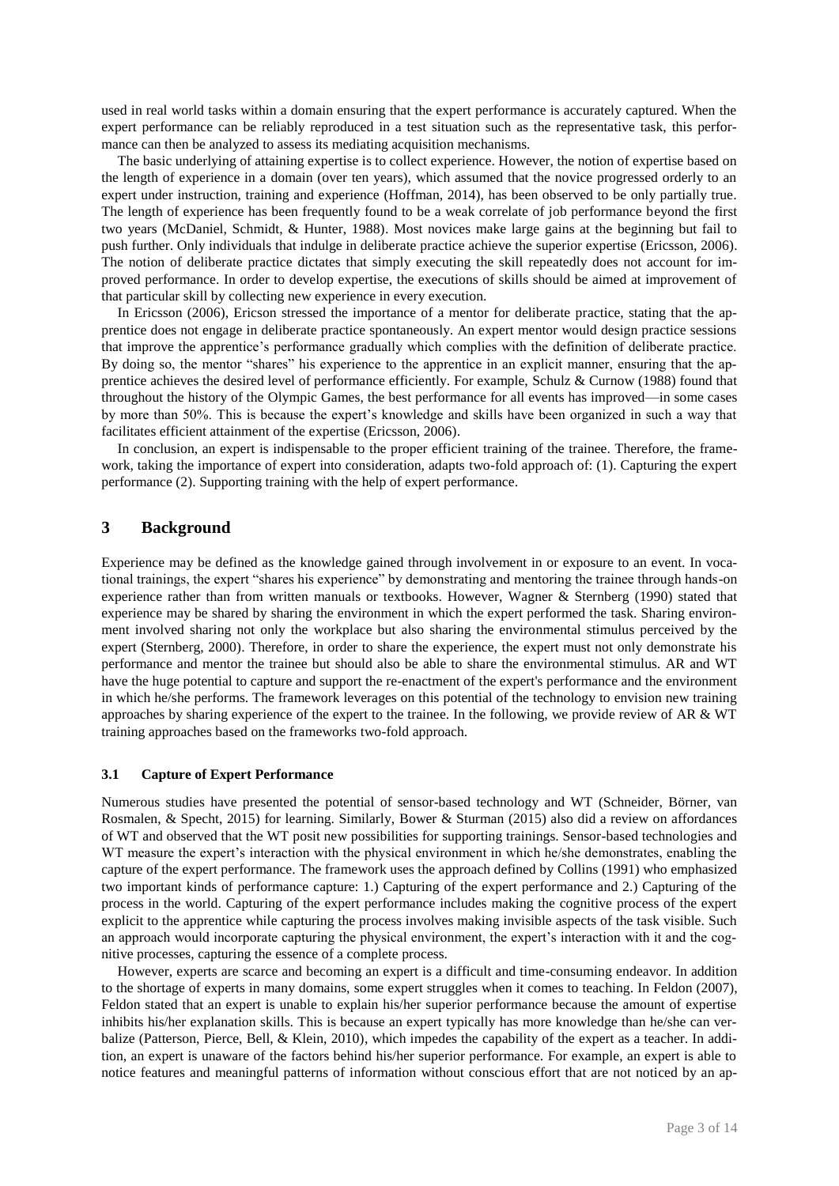used in real world tasks within a domain ensuring that the expert performance is accurately captured. When the expert performance can be reliably reproduced in a test situation such as the representative task, this performance can then be analyzed to assess its mediating acquisition mechanisms.

The basic underlying of attaining expertise is to collect experience. However, the notion of expertise based on the length of experience in a domain (over ten years), which assumed that the novice progressed orderly to an expert under instruction, training and experience (Hoffman, 2014), has been observed to be only partially true. The length of experience has been frequently found to be a weak correlate of job performance beyond the first two years (McDaniel, Schmidt, & Hunter, 1988). Most novices make large gains at the beginning but fail to push further. Only individuals that indulge in deliberate practice achieve the superior expertise (Ericsson, 2006). The notion of deliberate practice dictates that simply executing the skill repeatedly does not account for improved performance. In order to develop expertise, the executions of skills should be aimed at improvement of that particular skill by collecting new experience in every execution.

In Ericsson (2006), Ericson stressed the importance of a mentor for deliberate practice, stating that the apprentice does not engage in deliberate practice spontaneously. An expert mentor would design practice sessions that improve the apprentice's performance gradually which complies with the definition of deliberate practice. By doing so, the mentor "shares" his experience to the apprentice in an explicit manner, ensuring that the apprentice achieves the desired level of performance efficiently. For example, Schulz & Curnow (1988) found that throughout the history of the Olympic Games, the best performance for all events has improved—in some cases by more than 50%. This is because the expert's knowledge and skills have been organized in such a way that facilitates efficient attainment of the expertise (Ericsson, 2006).

In conclusion, an expert is indispensable to the proper efficient training of the trainee. Therefore, the framework, taking the importance of expert into consideration, adapts two-fold approach of: (1). Capturing the expert performance (2). Supporting training with the help of expert performance.

## 3 Background

Experience may be defined as the knowledge gained through involvement in or exposure to an event. In vocational trainings, the expert "shares his experience" by demonstrating and mentoring the trainee through hands-on experience rather than from written manuals or textbooks. However, Wagner & Sternberg (1990) stated that experience may be shared by sharing the environment in which the expert performed the task. Sharing environment involved sharing not only the workplace but also sharing the environmental stimulus perceived by the expert (Sternberg, 2000). Therefore, in order to share the experience, the expert must not only demonstrate his performance and mentor the trainee but should also be able to share the environmental stimulus. AR and WT have the huge potential to capture and support the re-enactment of the expert's performance and the environment in which he/she performs. The framework leverages on this potential of the technology to envision new training approaches by sharing experience of the expert to the trainee. In the following, we provide review of AR & WT training approaches based on the frameworks two-fold approach.

### 3.1 Capture of Expert Performance

Numerous studies have presented the potential of sensor-based technology and WT (Schneider, Börner, van Rosmalen, & Specht, 2015) for learning. Similarly, Bower & Sturman (2015) also did a review on affordances of WT and observed that the WT posit new possibilities for supporting trainings. Sensor-based technologies and WT measure the expert's interaction with the physical environment in which he/she demonstrates, enabling the capture of the expert performance. The framework uses the approach defined by Collins (1991) who emphasized two important kinds of performance capture: 1.) Capturing of the expert performance and 2.) Capturing of the process in the world. Capturing of the expert performance includes making the cognitive process of the expert explicit to the apprentice while capturing the process involves making invisible aspects of the task visible. Such an approach would incorporate capturing the physical environment, the expert's interaction with it and the cognitive processes, capturing the essence of a complete process.

However, experts are scarce and becoming an expert is a difficult and time-consuming endeavor. In addition to the shortage of experts in many domains, some expert struggles when it comes to teaching. In Feldon (2007), Feldon stated that an expert is unable to explain his/her superior performance because the amount of expertise inhibits his/her explanation skills. This is because an expert typically has more knowledge than he/she can verbalize (Patterson, Pierce, Bell, & Klein, 2010), which impedes the capability of the expert as a teacher. In addition, an expert is unaware of the factors behind his/her superior performance. For example, an expert is able to notice features and meaningful patterns of information without conscious effort that are not noticed by an ap-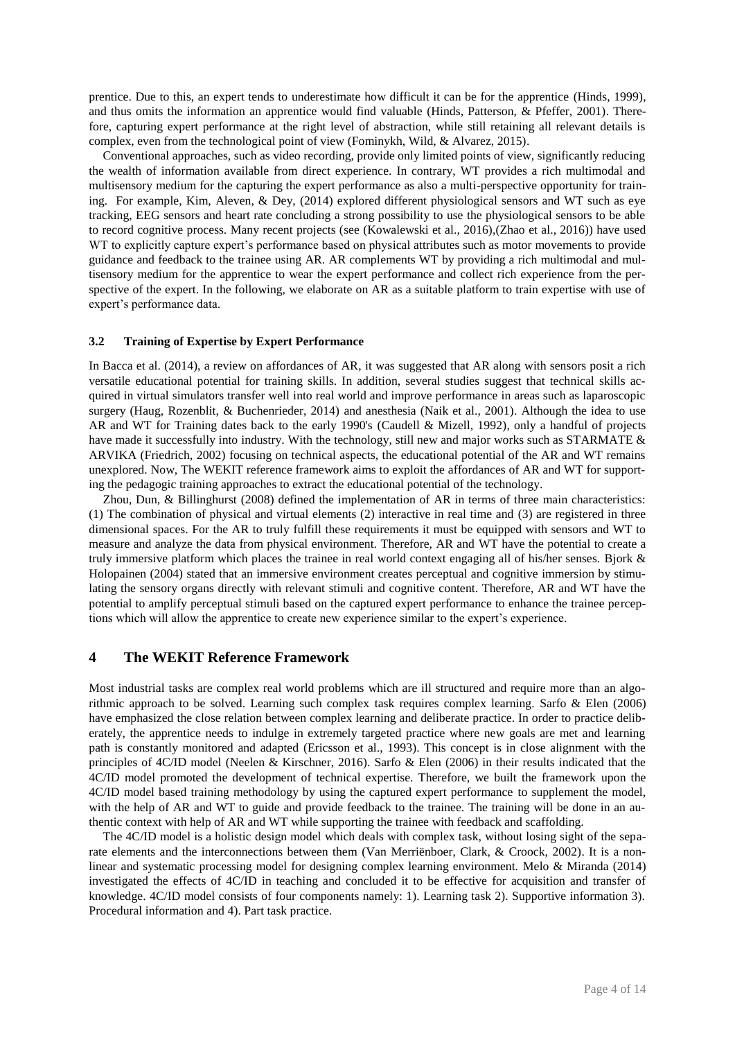prentice. Due to this, an expert tends to underestimate how difficult it can be for the apprentice (Hinds, 1999), and thus omits the information an apprentice would find valuable (Hinds, Patterson, & Pfeffer, 2001). Therefore, capturing expert performance at the right level of abstraction, while still retaining all relevant details is complex, even from the technological point of view (Fominykh, Wild, & Alvarez, 2015).

Conventional approaches, such as video recording, provide only limited points of view, significantly reducing the wealth of information available from direct experience. In contrary, WT provides a rich multimodal and multisensory medium for the capturing the expert performance as also a multi-perspective opportunity for training. For example, Kim, Aleven, & Dey, (2014) explored different physiological sensors and WT such as eye tracking, EEG sensors and heart rate concluding a strong possibility to use the physiological sensors to be able to record cognitive process. Many recent projects (see (Kowalewski et al., 2016),(Zhao et al., 2016)) have used WT to explicitly capture expert's performance based on physical attributes such as motor movements to provide guidance and feedback to the trainee using AR. AR complements WT by providing a rich multimodal and multisensory medium for the apprentice to wear the expert performance and collect rich experience from the perspective of the expert. In the following, we elaborate on AR as a suitable platform to train expertise with use of expert's performance data.

### 3.2 Training of Expertise by Expert Performance

In Bacca et al. (2014), a review on affordances of AR, it was suggested that AR along with sensors posit a rich versatile educational potential for training skills. In addition, several studies suggest that technical skills acquired in virtual simulators transfer well into real world and improve performance in areas such as laparoscopic surgery (Haug, Rozenblit, & Buchenrieder, 2014) and anesthesia (Naik et al., 2001). Although the idea to use AR and WT for Training dates back to the early 1990's (Caudell & Mizell, 1992), only a handful of projects have made it successfully into industry. With the technology, still new and major works such as STARMATE & ARVIKA (Friedrich, 2002) focusing on technical aspects, the educational potential of the AR and WT remains unexplored. Now, The WEKIT reference framework aims to exploit the affordances of AR and WT for supporting the pedagogic training approaches to extract the educational potential of the technology.

Zhou, Dun, & Billinghurst (2008) defined the implementation of AR in terms of three main characteristics: (1) The combination of physical and virtual elements (2) interactive in real time and (3) are registered in three dimensional spaces. For the AR to truly fulfill these requirements it must be equipped with sensors and WT to measure and analyze the data from physical environment. Therefore, AR and WT have the potential to create a truly immersive platform which places the trainee in real world context engaging all of his/her senses. Bjork & Holopainen (2004) stated that an immersive environment creates perceptual and cognitive immersion by stimulating the sensory organs directly with relevant stimuli and cognitive content. Therefore, AR and WT have the potential to amplify perceptual stimuli based on the captured expert performance to enhance the trainee perceptions which will allow the apprentice to create new experience similar to the expert's experience.

## 4 The WEKIT Reference Framework

Most industrial tasks are complex real world problems which are ill structured and require more than an algorithmic approach to be solved. Learning such complex task requires complex learning. Sarfo & Elen (2006) have emphasized the close relation between complex learning and deliberate practice. In order to practice deliberately, the apprentice needs to indulge in extremely targeted practice where new goals are met and learning path is constantly monitored and adapted (Ericsson et al., 1993). This concept is in close alignment with the principles of 4C/ID model (Neelen & Kirschner, 2016). Sarfo & Elen (2006) in their results indicated that the 4C/ID model promoted the development of technical expertise. Therefore, we built the framework upon the 4C/ID model based training methodology by using the captured expert performance to supplement the model, with the help of AR and WT to guide and provide feedback to the trainee. The training will be done in an authentic context with help of AR and WT while supporting the trainee with feedback and scaffolding.

The 4C/ID model is a holistic design model which deals with complex task, without losing sight of the separate elements and the interconnections between them (Van Merriënboer, Clark, & Croock, 2002). It is a nonlinear and systematic processing model for designing complex learning environment. Melo & Miranda (2014) investigated the effects of 4C/ID in teaching and concluded it to be effective for acquisition and transfer of knowledge. 4C/ID model consists of four components namely: 1). Learning task 2). Supportive information 3). Procedural information and 4). Part task practice.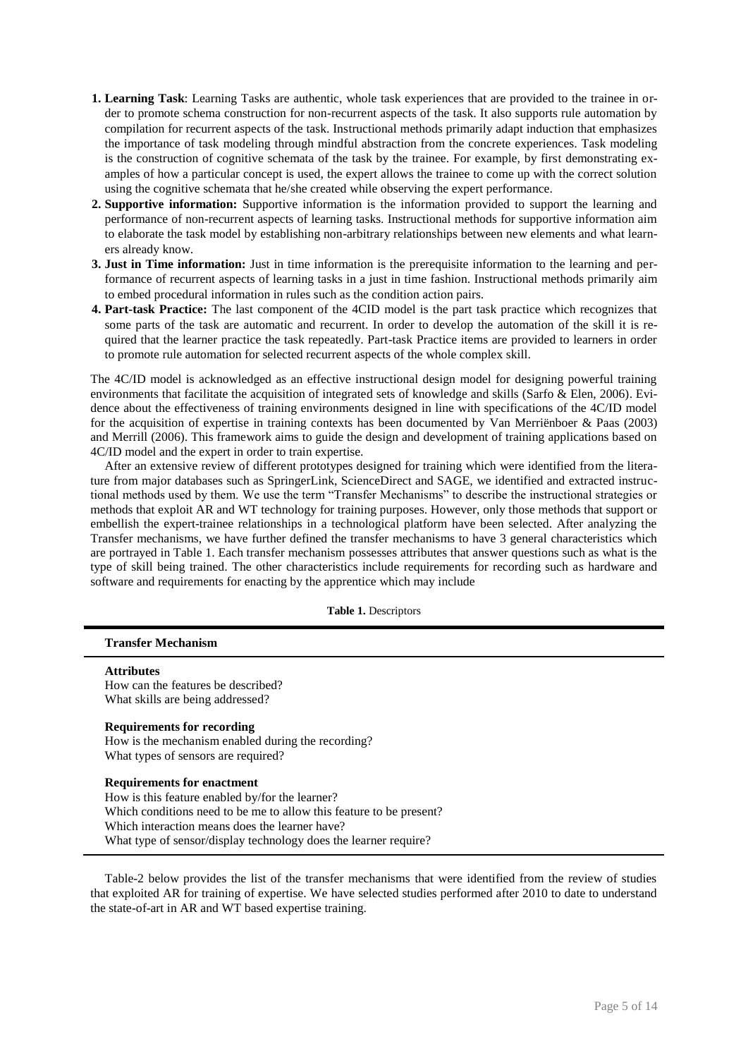1. **Learning Task**: Learning Tasks are authentic, whole task experiences that are provided to the trainee in order to promote schema construction for non-recurrent aspects of the task. It also supports rule automation by compilation for recurrent aspects of the task. Instructional methods primarily adapt induction that emphasizes the importance of task modeling through mindful abstraction from the concrete experiences. Task modeling is the construction of cognitive schemata of the task by the trainee. For example, by first demonstrating examples of how a particular concept is used, the expert allows the trainee to come up with the correct solution using the cognitive schemata that he/she created while observing the expert performance.
2. **Supportive information:** Supportive information is the information provided to support the learning and performance of non-recurrent aspects of learning tasks. Instructional methods for supportive information aim to elaborate the task model by establishing non-arbitrary relationships between new elements and what learners already know.
3. **Just in Time information:** Just in time information is the prerequisite information to the learning and performance of recurrent aspects of learning tasks in a just in time fashion. Instructional methods primarily aim to embed procedural information in rules such as the condition action pairs.
4. **Part-task Practice:** The last component of the 4CID model is the part task practice which recognizes that some parts of the task are automatic and recurrent. In order to develop the automation of the skill it is required that the learner practice the task repeatedly. Part-task Practice items are provided to learners in order to promote rule automation for selected recurrent aspects of the whole complex skill.

The 4C/ID model is acknowledged as an effective instructional design model for designing powerful training environments that facilitate the acquisition of integrated sets of knowledge and skills (Sarfo & Elen, 2006). Evidence about the effectiveness of training environments designed in line with specifications of the 4C/ID model for the acquisition of expertise in training contexts has been documented by Van Merriënboer & Paas (2003) and Merrill (2006). This framework aims to guide the design and development of training applications based on 4C/ID model and the expert in order to train expertise.

After an extensive review of different prototypes designed for training which were identified from the literature from major databases such as SpringerLink, ScienceDirect and SAGE, we identified and extracted instructional methods used by them. We use the term "Transfer Mechanisms" to describe the instructional strategies or methods that exploit AR and WT technology for training purposes. However, only those methods that support or embellish the expert-trainee relationships in a technological platform have been selected. After analyzing the Transfer mechanisms, we have further defined the transfer mechanisms to have 3 general characteristics which are portrayed in Table 1. Each transfer mechanism possesses attributes that answer questions such as what is the type of skill being trained. The other characteristics include requirements for recording such as hardware and software and requirements for enacting by the apprentice which may include

**Table 1.** Descriptors

| Transfer Mechanism |
| --- |
| **Attributes**<br>How can the features be described?<br>What skills are being addressed? |
| **Requirements for recording**<br>How is the mechanism enabled during the recording?<br>What types of sensors are required? |
| **Requirements for enactment**<br>How is this feature enabled by/for the learner?<br>Which conditions need to be me to allow this feature to be present?<br>Which interaction means does the learner have?<br>What type of sensor/display technology does the learner require? |

Table-2 below provides the list of the transfer mechanisms that were identified from the review of studies that exploited AR for training of expertise. We have selected studies performed after 2010 to date to understand the state-of-art in AR and WT based expertise training.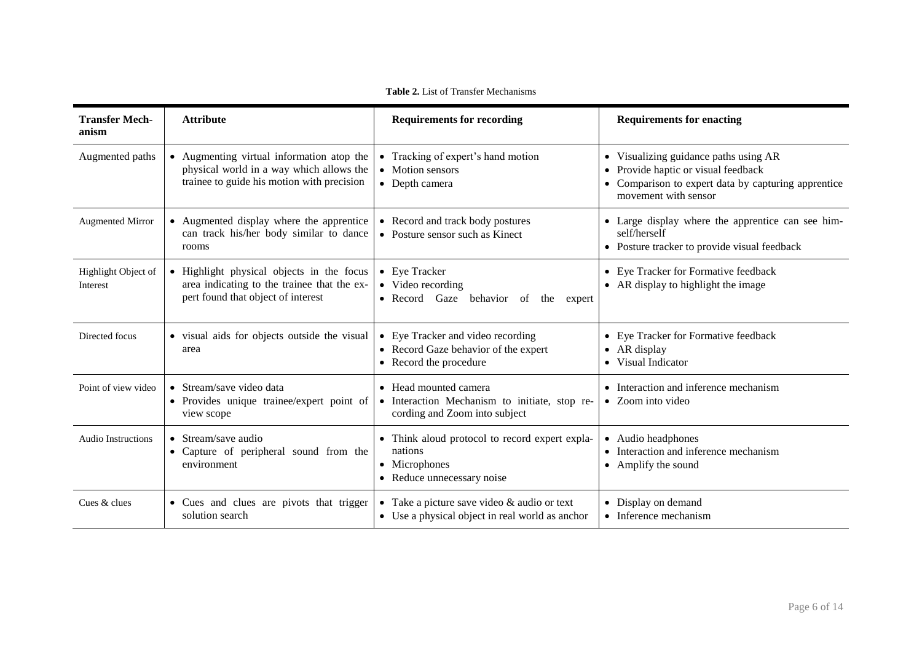**Table 2.** List of Transfer Mechanisms

| Transfer Mechanism | Attribute | Requirements for recording | Requirements for enacting |
|---|---|---|---|
| Augmented paths | • Augmenting virtual information atop the physical world in a way which allows the trainee to guide his motion with precision | • Tracking of expert's hand motion<br>• Motion sensors<br>• Depth camera | • Visualizing guidance paths using AR<br>• Provide haptic or visual feedback<br>• Comparison to expert data by capturing apprentice movement with sensor |
| Augmented Mirror | • Augmented display where the apprentice can track his/her body similar to dance rooms | • Record and track body postures<br>• Posture sensor such as Kinect | • Large display where the apprentice can see him-self/herself<br>• Posture tracker to provide visual feedback |
| Highlight Object of Interest | • Highlight physical objects in the focus area indicating to the trainee that the expert found that object of interest | • Eye Tracker<br>• Video recording<br>• Record Gaze behavior of the expert | • Eye Tracker for Formative feedback<br>• AR display to highlight the image |
| Directed focus | • visual aids for objects outside the visual area | • Eye Tracker and video recording<br>• Record Gaze behavior of the expert<br>• Record the procedure | • Eye Tracker for Formative feedback<br>• AR display<br>• Visual Indicator |
| Point of view video | • Stream/save video data<br>• Provides unique trainee/expert point of view scope | • Head mounted camera<br>• Interaction Mechanism to initiate, stop recording and Zoom into subject | • Interaction and inference mechanism<br>• Zoom into video |
| Audio Instructions | • Stream/save audio<br>• Capture of peripheral sound from the environment | • Think aloud protocol to record expert explanations<br>• Microphones<br>• Reduce unnecessary noise | • Audio headphones<br>• Interaction and inference mechanism<br>• Amplify the sound |
| Cues & clues | • Cues and clues are pivots that trigger solution search | • Take a picture save video & audio or text<br>• Use a physical object in real world as anchor | • Display on demand<br>• Inference mechanism |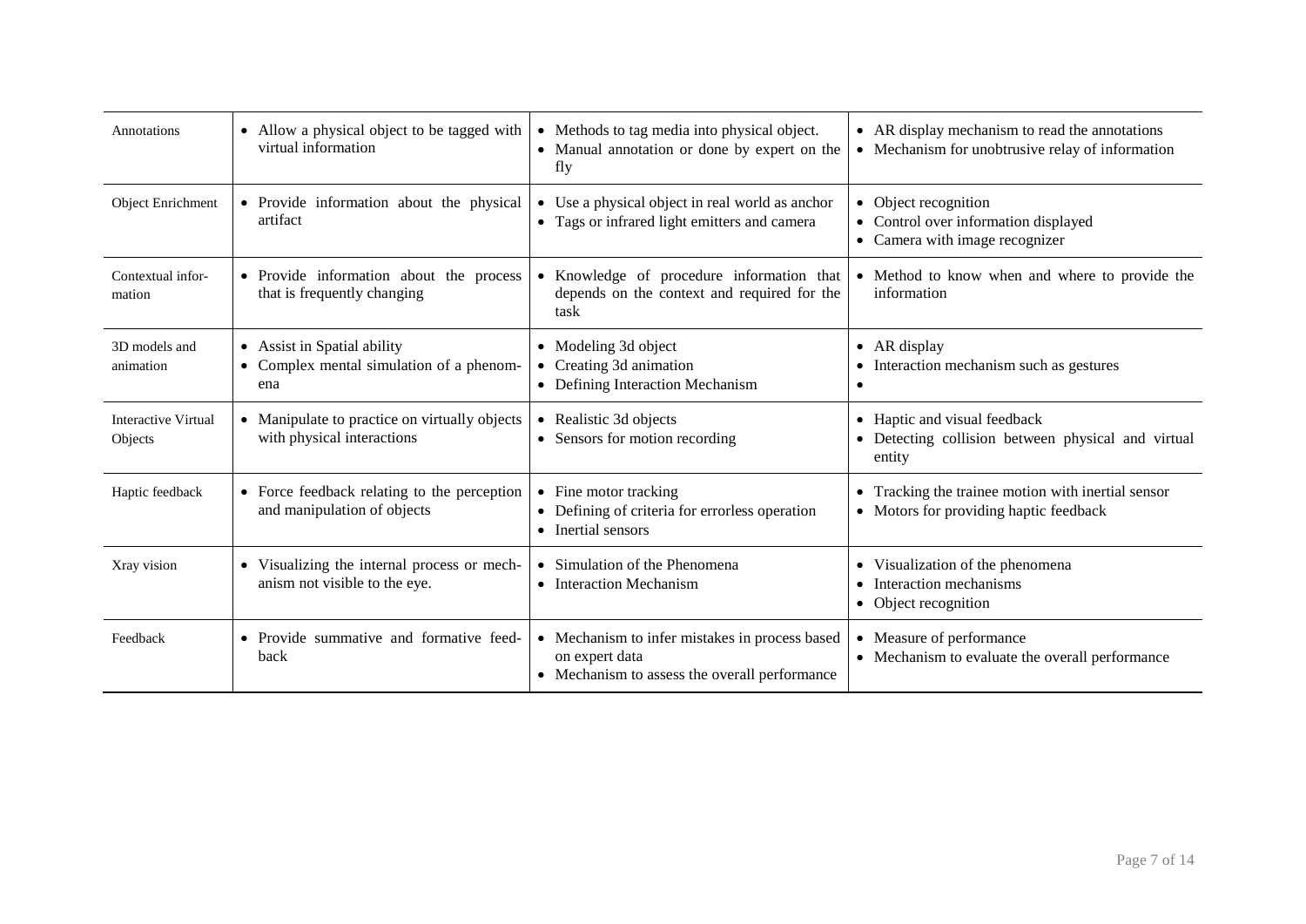| | | | |
|---|---|---|---|
| Annotations | • Allow a physical object to be tagged with virtual information | • Methods to tag media into physical object.<br>• Manual annotation or done by expert on the fly | • AR display mechanism to read the annotations<br>• Mechanism for unobtrusive relay of information |
| Object Enrichment | • Provide information about the physical artifact | • Use a physical object in real world as anchor<br>• Tags or infrared light emitters and camera | • Object recognition<br>• Control over information displayed<br>• Camera with image recognizer |
| Contextual information | • Provide information about the process that is frequently changing | • Knowledge of procedure information that depends on the context and required for the task | • Method to know when and where to provide the information |
| 3D models and animation | • Assist in Spatial ability<br>• Complex mental simulation of a phenomena | • Modeling 3d object<br>• Creating 3d animation<br>• Defining Interaction Mechanism | • AR display<br>• Interaction mechanism such as gestures<br>• |
| Interactive Virtual Objects | • Manipulate to practice on virtually objects with physical interactions | • Realistic 3d objects<br>• Sensors for motion recording | • Haptic and visual feedback<br>• Detecting collision between physical and virtual entity |
| Haptic feedback | • Force feedback relating to the perception and manipulation of objects | • Fine motor tracking<br>• Defining of criteria for errorless operation<br>• Inertial sensors | • Tracking the trainee motion with inertial sensor<br>• Motors for providing haptic feedback |
| Xray vision | • Visualizing the internal process or mechanism not visible to the eye. | • Simulation of the Phenomena<br>• Interaction Mechanism | • Visualization of the phenomena<br>• Interaction mechanisms<br>• Object recognition |
| Feedback | • Provide summative and formative feedback | • Mechanism to infer mistakes in process based on expert data<br>• Mechanism to assess the overall performance | • Measure of performance<br>• Mechanism to evaluate the overall performance |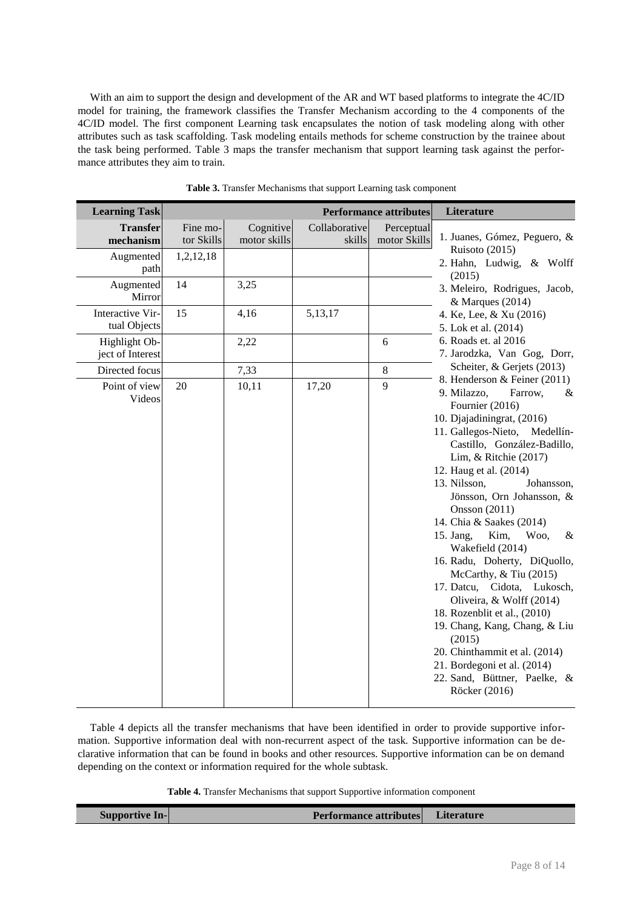With an aim to support the design and development of the AR and WT based platforms to integrate the 4C/ID model for training, the framework classifies the Transfer Mechanism according to the 4 components of the 4C/ID model. The first component Learning task encapsulates the notion of task modeling along with other attributes such as task scaffolding. Task modeling entails methods for scheme construction by the trainee about the task being performed. Table 3 maps the transfer mechanism that support learning task against the performance attributes they aim to train.

**Table 3.** Transfer Mechanisms that support Learning task component

| Learning Task | | | Performance attributes | | Literature |
|---|---|---|---|---|---|
| **Transfer mechanism** | Fine motor Skills | Cognitive motor skills | Collaborative skills | Perceptual motor Skills | |
| Augmented path | 1,2,12,18 | | | | 1. Juanes, Gómez, Peguero, & Ruisoto (2015)<br>2. Hahn, Ludwig, & Wolff (2015) |
| Augmented Mirror | 14 | 3,25 | | | 3. Meleiro, Rodrigues, Jacob, & Marques (2014) |
| Interactive Virtual Objects | 15 | 4,16 | 5,13,17 | | 4. Ke, Lee, & Xu (2016)<br>5. Lok et al. (2014) |
| Highlight Object of Interest | | 2,22 | | 6 | 6. Roads et. al 2016<br>7. Jarodzka, Van Gog, Dorr, Scheiter, & Gerjets (2013) |
| Directed focus | | 7,33 | | 8 | 8. Henderson & Feiner (2011) |
| Point of view Videos | 20 | 10,11 | 17,20 | 9 | 9. Milazzo, Farrow, & Fournier (2016)<br>10. Djajadiningrat, (2016)<br>11. Gallegos-Nieto, Medellín-Castillo, González-Badillo, Lim, & Ritchie (2017)<br>12. Haug et al. (2014)<br>13. Nilsson, Johansson, Jönsson, Orn Johansson, & Onsson (2011)<br>14. Chia & Saakes (2014)<br>15. Jang, Kim, Woo, & Wakefield (2014)<br>16. Radu, Doherty, DiQuollo, McCarthy, & Tiu (2015)<br>17. Datcu, Cidota, Lukosch, Oliveira, & Wolff (2014)<br>18. Rozenblit et al., (2010)<br>19. Chang, Kang, Chang, & Liu (2015)<br>20. Chinthammit et al. (2014)<br>21. Bordegoni et al. (2014)<br>22. Sand, Büttner, Paelke, & Röcker (2016) |

Table 4 depicts all the transfer mechanisms that have been identified in order to provide supportive information. Supportive information deal with non-recurrent aspect of the task. Supportive information can be declarative information that can be found in books and other resources. Supportive information can be on demand depending on the context or information required for the whole subtask.

**Table 4.** Transfer Mechanisms that support Supportive information component

| Supportive In- | Performance attributes | Literature |
|---|---|---|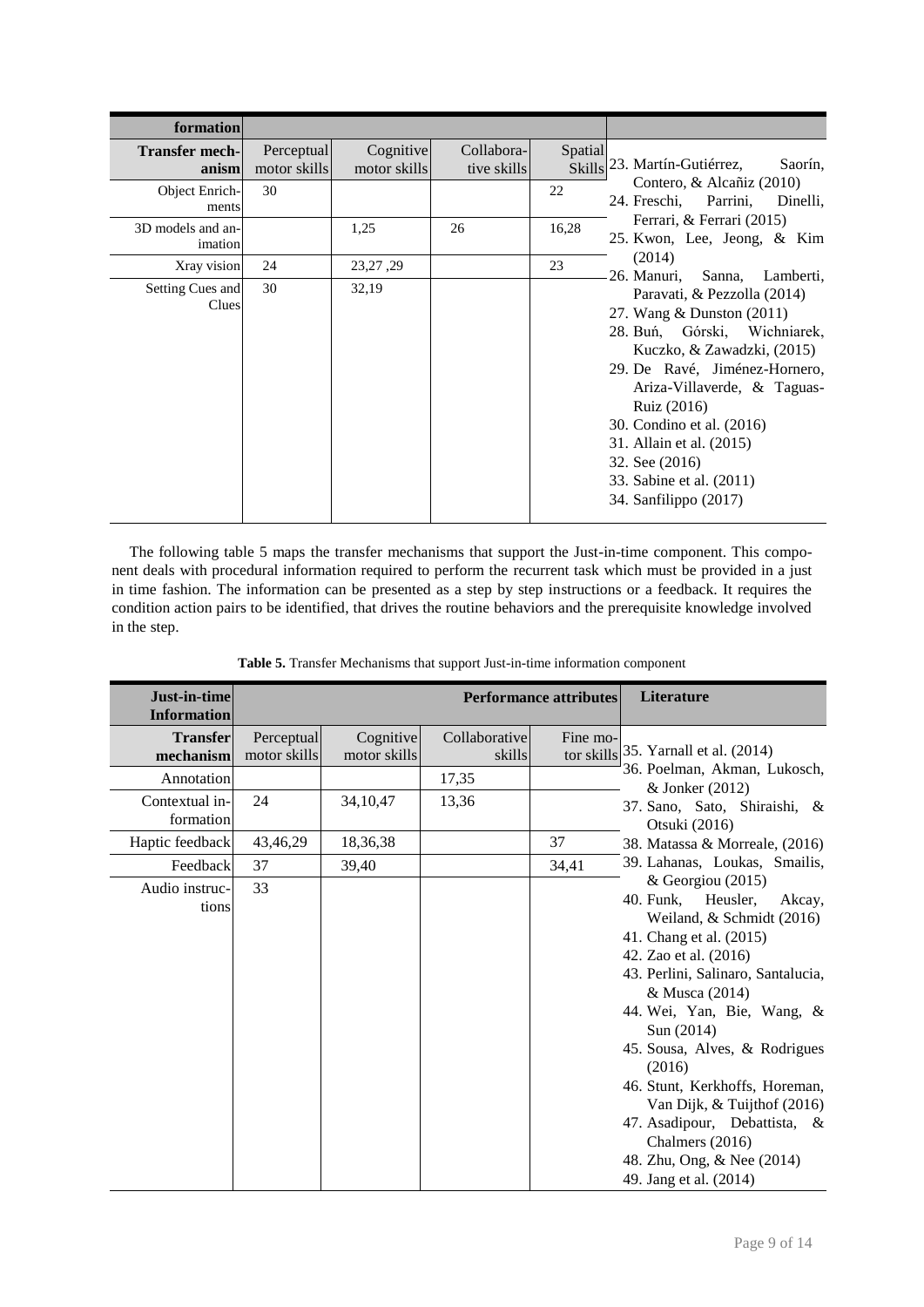| formation | | | | | |
|---|---|---|---|---|---|
| **Transfer mechanism** | Perceptual motor skills | Cognitive motor skills | Collaborative skills | Spatial Skills | 23. Martín-Gutiérrez, Saorín, Contero, & Alcañiz (2010)<br>24. Freschi, Parrini, Dinelli, Ferrari, & Ferrari (2015)<br>25. Kwon, Lee, Jeong, & Kim (2014)<br>26. Manuri, Sanna, Lamberti, Paravati, & Pezzolla (2014)<br>27. Wang & Dunston (2011)<br>28. Buń, Górski, Wichniarek, Kuczko, & Zawadzki, (2015)<br>29. De Ravé, Jiménez-Hornero, Ariza-Villaverde, & Taguas-Ruiz (2016)<br>30. Condino et al. (2016)<br>31. Allain et al. (2015)<br>32. See (2016)<br>33. Sabine et al. (2011)<br>34. Sanfilippo (2017) |
| Object Enrichments | 30 | | | 22 | |
| 3D models and animation | | 1,25 | 26 | 16,28 | |
| Xray vision | 24 | 23,27 ,29 | | 23 | |
| Setting Cues and Clues | 30 | 32,19 | | | |

The following table 5 maps the transfer mechanisms that support the Just-in-time component. This component deals with procedural information required to perform the recurrent task which must be provided in a just in time fashion. The information can be presented as a step by step instructions or a feedback. It requires the condition action pairs to be identified, that drives the routine behaviors and the prerequisite knowledge involved in the step.

**Table 5.** Transfer Mechanisms that support Just-in-time information component

| Just-in-time Information | | | Performance attributes | | Literature |
|---|---|---|---|---|---|
| **Transfer mechanism** | Perceptual motor skills | Cognitive motor skills | Collaborative skills | Fine motor skills | 35. Yarnall et al. (2014)<br>36. Poelman, Akman, Lukosch, & Jonker (2012)<br>37. Sano, Sato, Shiraishi, & Otsuki (2016)<br>38. Matassa & Morreale, (2016)<br>39. Lahanas, Loukas, Smailis, & Georgiou (2015)<br>40. Funk, Heusler, Akcay, Weiland, & Schmidt (2016)<br>41. Chang et al. (2015)<br>42. Zao et al. (2016)<br>43. Perlini, Salinaro, Santalucia, & Musca (2014)<br>44. Wei, Yan, Bie, Wang, & Sun (2014)<br>45. Sousa, Alves, & Rodrigues (2016)<br>46. Stunt, Kerkhoffs, Horeman, Van Dijk, & Tuijthof (2016)<br>47. Asadipour, Debattista, & Chalmers (2016)<br>48. Zhu, Ong, & Nee (2014)<br>49. Jang et al. (2014) |
| Annotation | | | 17,35 | | |
| Contextual information | 24 | 34,10,47 | 13,36 | | |
| Haptic feedback | 43,46,29 | 18,36,38 | | 37 | |
| Feedback | 37 | 39,40 | | 34,41 | |
| Audio instructions | 33 | | | | |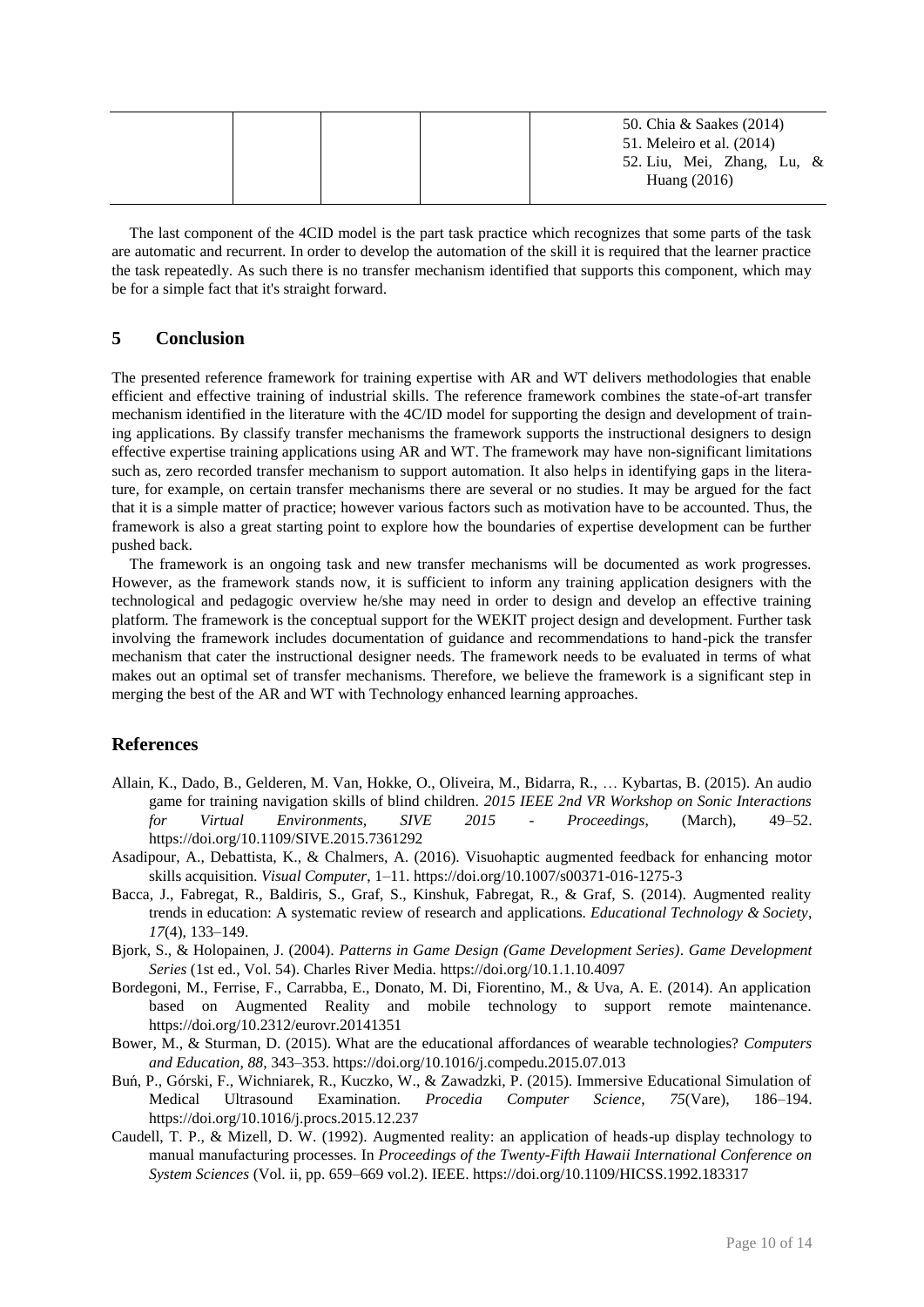|  |  |  |  |
|---|---|---|---|
|  |  |  | 50. Chia & Saakes (2014)<br>51. Meleiro et al. (2014)<br>52. Liu, Mei, Zhang, Lu, & Huang (2016) |

The last component of the 4CID model is the part task practice which recognizes that some parts of the task are automatic and recurrent. In order to develop the automation of the skill it is required that the learner practice the task repeatedly. As such there is no transfer mechanism identified that supports this component, which may be for a simple fact that it's straight forward.

## 5 Conclusion

The presented reference framework for training expertise with AR and WT delivers methodologies that enable efficient and effective training of industrial skills. The reference framework combines the state-of-art transfer mechanism identified in the literature with the 4C/ID model for supporting the design and development of training applications. By classify transfer mechanisms the framework supports the instructional designers to design effective expertise training applications using AR and WT. The framework may have non-significant limitations such as, zero recorded transfer mechanism to support automation. It also helps in identifying gaps in the literature, for example, on certain transfer mechanisms there are several or no studies. It may be argued for the fact that it is a simple matter of practice; however various factors such as motivation have to be accounted. Thus, the framework is also a great starting point to explore how the boundaries of expertise development can be further pushed back.

The framework is an ongoing task and new transfer mechanisms will be documented as work progresses. However, as the framework stands now, it is sufficient to inform any training application designers with the technological and pedagogic overview he/she may need in order to design and develop an effective training platform. The framework is the conceptual support for the WEKIT project design and development. Further task involving the framework includes documentation of guidance and recommendations to hand-pick the transfer mechanism that cater the instructional designer needs. The framework needs to be evaluated in terms of what makes out an optimal set of transfer mechanisms. Therefore, we believe the framework is a significant step in merging the best of the AR and WT with Technology enhanced learning approaches.

## References

Allain, K., Dado, B., Gelderen, M. Van, Hokke, O., Oliveira, M., Bidarra, R., … Kybartas, B. (2015). An audio game for training navigation skills of blind children. *2015 IEEE 2nd VR Workshop on Sonic Interactions for Virtual Environments, SIVE 2015 - Proceedings*, (March), 49–52. https://doi.org/10.1109/SIVE.2015.7361292

Asadipour, A., Debattista, K., & Chalmers, A. (2016). Visuohaptic augmented feedback for enhancing motor skills acquisition. *Visual Computer*, 1–11. https://doi.org/10.1007/s00371-016-1275-3

Bacca, J., Fabregat, R., Baldiris, S., Graf, S., Kinshuk, Fabregat, R., & Graf, S. (2014). Augmented reality trends in education: A systematic review of research and applications. *Educational Technology & Society*, *17*(4), 133–149.

Bjork, S., & Holopainen, J. (2004). *Patterns in Game Design (Game Development Series)*. *Game Development Series* (1st ed., Vol. 54). Charles River Media. https://doi.org/10.1.1.10.4097

Bordegoni, M., Ferrise, F., Carrabba, E., Donato, M. Di, Fiorentino, M., & Uva, A. E. (2014). An application based on Augmented Reality and mobile technology to support remote maintenance. https://doi.org/10.2312/eurovr.20141351

Bower, M., & Sturman, D. (2015). What are the educational affordances of wearable technologies? *Computers and Education*, *88*, 343–353. https://doi.org/10.1016/j.compedu.2015.07.013

Buń, P., Górski, F., Wichniarek, R., Kuczko, W., & Zawadzki, P. (2015). Immersive Educational Simulation of Medical Ultrasound Examination. *Procedia Computer Science*, *75*(Vare), 186–194. https://doi.org/10.1016/j.procs.2015.12.237

Caudell, T. P., & Mizell, D. W. (1992). Augmented reality: an application of heads-up display technology to manual manufacturing processes. In *Proceedings of the Twenty-Fifth Hawaii International Conference on System Sciences* (Vol. ii, pp. 659–669 vol.2). IEEE. https://doi.org/10.1109/HICSS.1992.183317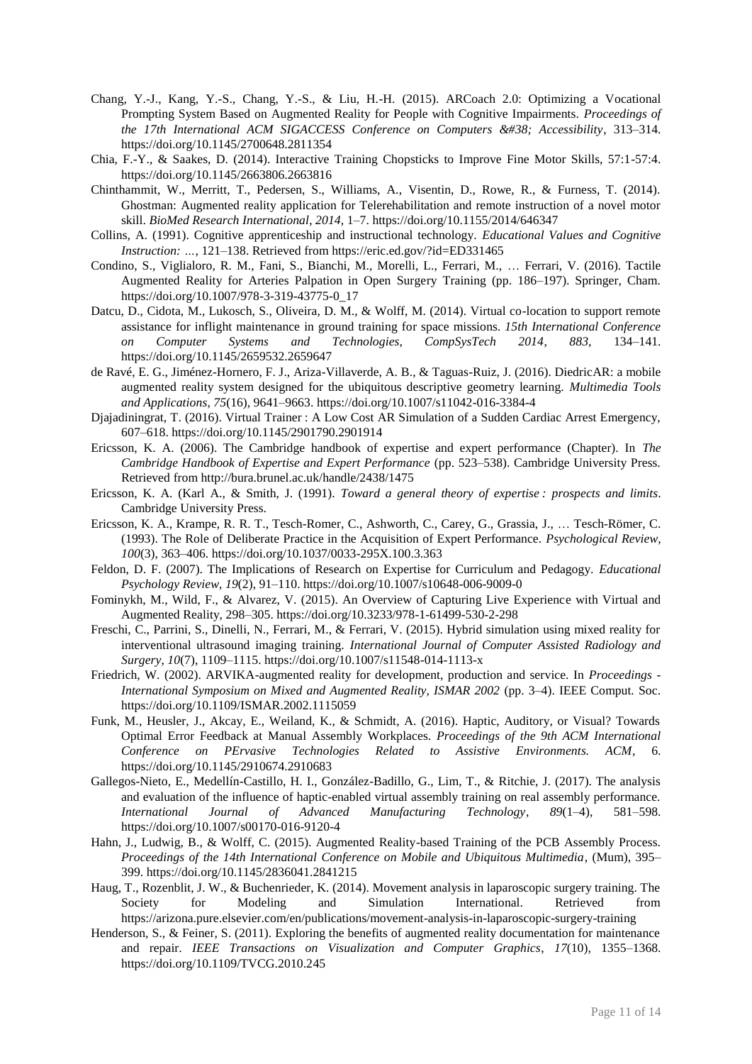Chang, Y.-J., Kang, Y.-S., Chang, Y.-S., & Liu, H.-H. (2015). ARCoach 2.0: Optimizing a Vocational Prompting System Based on Augmented Reality for People with Cognitive Impairments. *Proceedings of the 17th International ACM SIGACCESS Conference on Computers &#38; Accessibility*, 313–314. https://doi.org/10.1145/2700648.2811354

Chia, F.-Y., & Saakes, D. (2014). Interactive Training Chopsticks to Improve Fine Motor Skills, 57:1-57:4. https://doi.org/10.1145/2663806.2663816

Chinthammit, W., Merritt, T., Pedersen, S., Williams, A., Visentin, D., Rowe, R., & Furness, T. (2014). Ghostman: Augmented reality application for Telerehabilitation and remote instruction of a novel motor skill. *BioMed Research International*, *2014*, 1–7. https://doi.org/10.1155/2014/646347

Collins, A. (1991). Cognitive apprenticeship and instructional technology. *Educational Values and Cognitive Instruction: ...*, 121–138. Retrieved from https://eric.ed.gov/?id=ED331465

Condino, S., Viglialoro, R. M., Fani, S., Bianchi, M., Morelli, L., Ferrari, M., … Ferrari, V. (2016). Tactile Augmented Reality for Arteries Palpation in Open Surgery Training (pp. 186–197). Springer, Cham. https://doi.org/10.1007/978-3-319-43775-0_17

Datcu, D., Cidota, M., Lukosch, S., Oliveira, D. M., & Wolff, M. (2014). Virtual co-location to support remote assistance for inflight maintenance in ground training for space missions. *15th International Conference on Computer Systems and Technologies, CompSysTech 2014*, *883*, 134–141. https://doi.org/10.1145/2659532.2659647

de Ravé, E. G., Jiménez-Hornero, F. J., Ariza-Villaverde, A. B., & Taguas-Ruiz, J. (2016). DiedricAR: a mobile augmented reality system designed for the ubiquitous descriptive geometry learning. *Multimedia Tools and Applications*, *75*(16), 9641–9663. https://doi.org/10.1007/s11042-016-3384-4

Djajadiningrat, T. (2016). Virtual Trainer : A Low Cost AR Simulation of a Sudden Cardiac Arrest Emergency, 607–618. https://doi.org/10.1145/2901790.2901914

Ericsson, K. A. (2006). The Cambridge handbook of expertise and expert performance (Chapter). In *The Cambridge Handbook of Expertise and Expert Performance* (pp. 523–538). Cambridge University Press. Retrieved from http://bura.brunel.ac.uk/handle/2438/1475

Ericsson, K. A. (Karl A., & Smith, J. (1991). *Toward a general theory of expertise : prospects and limits*. Cambridge University Press.

Ericsson, K. A., Krampe, R. R. T., Tesch-Romer, C., Ashworth, C., Carey, G., Grassia, J., … Tesch-Römer, C. (1993). The Role of Deliberate Practice in the Acquisition of Expert Performance. *Psychological Review*, *100*(3), 363–406. https://doi.org/10.1037/0033-295X.100.3.363

Feldon, D. F. (2007). The Implications of Research on Expertise for Curriculum and Pedagogy. *Educational Psychology Review*, *19*(2), 91–110. https://doi.org/10.1007/s10648-006-9009-0

Fominykh, M., Wild, F., & Alvarez, V. (2015). An Overview of Capturing Live Experience with Virtual and Augmented Reality, 298–305. https://doi.org/10.3233/978-1-61499-530-2-298

Freschi, C., Parrini, S., Dinelli, N., Ferrari, M., & Ferrari, V. (2015). Hybrid simulation using mixed reality for interventional ultrasound imaging training. *International Journal of Computer Assisted Radiology and Surgery*, *10*(7), 1109–1115. https://doi.org/10.1007/s11548-014-1113-x

Friedrich, W. (2002). ARVIKA-augmented reality for development, production and service. In *Proceedings - International Symposium on Mixed and Augmented Reality, ISMAR 2002* (pp. 3–4). IEEE Comput. Soc. https://doi.org/10.1109/ISMAR.2002.1115059

Funk, M., Heusler, J., Akcay, E., Weiland, K., & Schmidt, A. (2016). Haptic, Auditory, or Visual? Towards Optimal Error Feedback at Manual Assembly Workplaces. *Proceedings of the 9th ACM International Conference on PErvasive Technologies Related to Assistive Environments. ACM*, 6. https://doi.org/10.1145/2910674.2910683

Gallegos-Nieto, E., Medellín-Castillo, H. I., González-Badillo, G., Lim, T., & Ritchie, J. (2017). The analysis and evaluation of the influence of haptic-enabled virtual assembly training on real assembly performance. *International Journal of Advanced Manufacturing Technology*, *89*(1–4), 581–598. https://doi.org/10.1007/s00170-016-9120-4

Hahn, J., Ludwig, B., & Wolff, C. (2015). Augmented Reality-based Training of the PCB Assembly Process. *Proceedings of the 14th International Conference on Mobile and Ubiquitous Multimedia*, (Mum), 395–399. https://doi.org/10.1145/2836041.2841215

Haug, T., Rozenblit, J. W., & Buchenrieder, K. (2014). Movement analysis in laparoscopic surgery training. The Society for Modeling and Simulation International. Retrieved from https://arizona.pure.elsevier.com/en/publications/movement-analysis-in-laparoscopic-surgery-training

Henderson, S., & Feiner, S. (2011). Exploring the benefits of augmented reality documentation for maintenance and repair. *IEEE Transactions on Visualization and Computer Graphics*, *17*(10), 1355–1368. https://doi.org/10.1109/TVCG.2010.245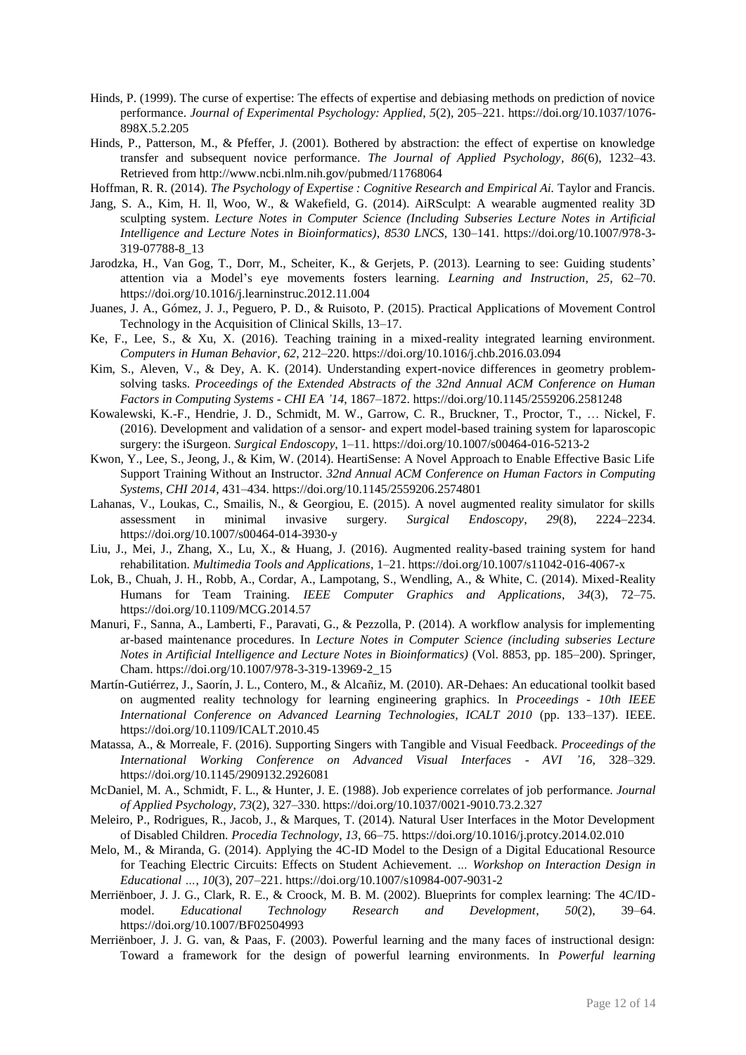Hinds, P. (1999). The curse of expertise: The effects of expertise and debiasing methods on prediction of novice performance. *Journal of Experimental Psychology: Applied*, *5*(2), 205–221. https://doi.org/10.1037/1076-898X.5.2.205

Hinds, P., Patterson, M., & Pfeffer, J. (2001). Bothered by abstraction: the effect of expertise on knowledge transfer and subsequent novice performance. *The Journal of Applied Psychology*, *86*(6), 1232–43. Retrieved from http://www.ncbi.nlm.nih.gov/pubmed/11768064

Hoffman, R. R. (2014). *The Psychology of Expertise : Cognitive Research and Empirical Ai.* Taylor and Francis.

Jang, S. A., Kim, H. Il, Woo, W., & Wakefield, G. (2014). AiRSculpt: A wearable augmented reality 3D sculpting system. *Lecture Notes in Computer Science (Including Subseries Lecture Notes in Artificial Intelligence and Lecture Notes in Bioinformatics)*, *8530 LNCS*, 130–141. https://doi.org/10.1007/978-3-319-07788-8_13

Jarodzka, H., Van Gog, T., Dorr, M., Scheiter, K., & Gerjets, P. (2013). Learning to see: Guiding students' attention via a Model's eye movements fosters learning. *Learning and Instruction*, *25*, 62–70. https://doi.org/10.1016/j.learninstruc.2012.11.004

Juanes, J. A., Gómez, J. J., Peguero, P. D., & Ruisoto, P. (2015). Practical Applications of Movement Control Technology in the Acquisition of Clinical Skills, 13–17.

Ke, F., Lee, S., & Xu, X. (2016). Teaching training in a mixed-reality integrated learning environment. *Computers in Human Behavior*, *62*, 212–220. https://doi.org/10.1016/j.chb.2016.03.094

Kim, S., Aleven, V., & Dey, A. K. (2014). Understanding expert-novice differences in geometry problem-solving tasks. *Proceedings of the Extended Abstracts of the 32nd Annual ACM Conference on Human Factors in Computing Systems - CHI EA '14*, 1867–1872. https://doi.org/10.1145/2559206.2581248

Kowalewski, K.-F., Hendrie, J. D., Schmidt, M. W., Garrow, C. R., Bruckner, T., Proctor, T., … Nickel, F. (2016). Development and validation of a sensor- and expert model-based training system for laparoscopic surgery: the iSurgeon. *Surgical Endoscopy*, 1–11. https://doi.org/10.1007/s00464-016-5213-2

Kwon, Y., Lee, S., Jeong, J., & Kim, W. (2014). HeartiSense: A Novel Approach to Enable Effective Basic Life Support Training Without an Instructor. *32nd Annual ACM Conference on Human Factors in Computing Systems, CHI 2014*, 431–434. https://doi.org/10.1145/2559206.2574801

Lahanas, V., Loukas, C., Smailis, N., & Georgiou, E. (2015). A novel augmented reality simulator for skills assessment in minimal invasive surgery. *Surgical Endoscopy*, *29*(8), 2224–2234. https://doi.org/10.1007/s00464-014-3930-y

Liu, J., Mei, J., Zhang, X., Lu, X., & Huang, J. (2016). Augmented reality-based training system for hand rehabilitation. *Multimedia Tools and Applications*, 1–21. https://doi.org/10.1007/s11042-016-4067-x

Lok, B., Chuah, J. H., Robb, A., Cordar, A., Lampotang, S., Wendling, A., & White, C. (2014). Mixed-Reality Humans for Team Training. *IEEE Computer Graphics and Applications*, *34*(3), 72–75. https://doi.org/10.1109/MCG.2014.57

Manuri, F., Sanna, A., Lamberti, F., Paravati, G., & Pezzolla, P. (2014). A workflow analysis for implementing ar-based maintenance procedures. In *Lecture Notes in Computer Science (including subseries Lecture Notes in Artificial Intelligence and Lecture Notes in Bioinformatics)* (Vol. 8853, pp. 185–200). Springer, Cham. https://doi.org/10.1007/978-3-319-13969-2_15

Martín-Gutiérrez, J., Saorín, J. L., Contero, M., & Alcañiz, M. (2010). AR-Dehaes: An educational toolkit based on augmented reality technology for learning engineering graphics. In *Proceedings - 10th IEEE International Conference on Advanced Learning Technologies, ICALT 2010* (pp. 133–137). IEEE. https://doi.org/10.1109/ICALT.2010.45

Matassa, A., & Morreale, F. (2016). Supporting Singers with Tangible and Visual Feedback. *Proceedings of the International Working Conference on Advanced Visual Interfaces - AVI '16*, 328–329. https://doi.org/10.1145/2909132.2926081

McDaniel, M. A., Schmidt, F. L., & Hunter, J. E. (1988). Job experience correlates of job performance. *Journal of Applied Psychology*, *73*(2), 327–330. https://doi.org/10.1037/0021-9010.73.2.327

Meleiro, P., Rodrigues, R., Jacob, J., & Marques, T. (2014). Natural User Interfaces in the Motor Development of Disabled Children. *Procedia Technology*, *13*, 66–75. https://doi.org/10.1016/j.protcy.2014.02.010

Melo, M., & Miranda, G. (2014). Applying the 4C-ID Model to the Design of a Digital Educational Resource for Teaching Electric Circuits: Effects on Student Achievement. *... Workshop on Interaction Design in Educational ...*, *10*(3), 207–221. https://doi.org/10.1007/s10984-007-9031-2

Merriënboer, J. J. G., Clark, R. E., & Croock, M. B. M. (2002). Blueprints for complex learning: The 4C/ID-model. *Educational Technology Research and Development*, *50*(2), 39–64. https://doi.org/10.1007/BF02504993

Merriënboer, J. J. G. van, & Paas, F. (2003). Powerful learning and the many faces of instructional design: Toward a framework for the design of powerful learning environments. In *Powerful learning*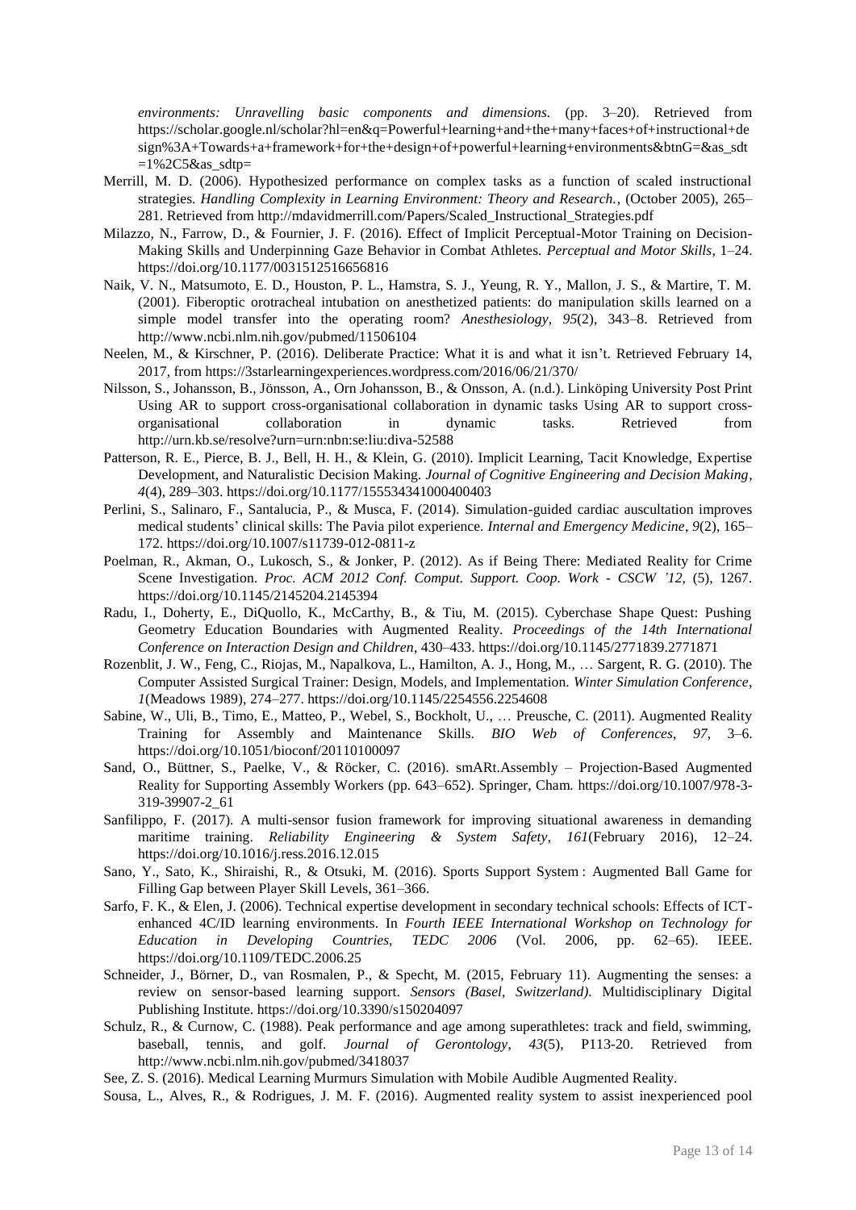*environments: Unravelling basic components and dimensions.* (pp. 3–20). Retrieved from https://scholar.google.nl/scholar?hl=en&q=Powerful+learning+and+the+many+faces+of+instructional+design%3A+Towards+a+framework+for+the+design+of+powerful+learning+environments&btnG=&as_sdt=1%2C5&as_sdtp=

Merrill, M. D. (2006). Hypothesized performance on complex tasks as a function of scaled instructional strategies. *Handling Complexity in Learning Environment: Theory and Research.*, (October 2005), 265–281. Retrieved from http://mdavidmerrill.com/Papers/Scaled_Instructional_Strategies.pdf

Milazzo, N., Farrow, D., & Fournier, J. F. (2016). Effect of Implicit Perceptual-Motor Training on Decision-Making Skills and Underpinning Gaze Behavior in Combat Athletes. *Perceptual and Motor Skills*, 1–24. https://doi.org/10.1177/0031512516656816

Naik, V. N., Matsumoto, E. D., Houston, P. L., Hamstra, S. J., Yeung, R. Y., Mallon, J. S., & Martire, T. M. (2001). Fiberoptic orotracheal intubation on anesthetized patients: do manipulation skills learned on a simple model transfer into the operating room? *Anesthesiology*, *95*(2), 343–8. Retrieved from http://www.ncbi.nlm.nih.gov/pubmed/11506104

Neelen, M., & Kirschner, P. (2016). Deliberate Practice: What it is and what it isn't. Retrieved February 14, 2017, from https://3starlearningexperiences.wordpress.com/2016/06/21/370/

Nilsson, S., Johansson, B., Jönsson, A., Orn Johansson, B., & Onsson, A. (n.d.). Linköping University Post Print Using AR to support cross-organisational collaboration in dynamic tasks Using AR to support cross-organisational collaboration in dynamic tasks. Retrieved from http://urn.kb.se/resolve?urn=urn:nbn:se:liu:diva-52588

Patterson, R. E., Pierce, B. J., Bell, H. H., & Klein, G. (2010). Implicit Learning, Tacit Knowledge, Expertise Development, and Naturalistic Decision Making. *Journal of Cognitive Engineering and Decision Making*, *4*(4), 289–303. https://doi.org/10.1177/155534341000400403

Perlini, S., Salinaro, F., Santalucia, P., & Musca, F. (2014). Simulation-guided cardiac auscultation improves medical students' clinical skills: The Pavia pilot experience. *Internal and Emergency Medicine*, *9*(2), 165–172. https://doi.org/10.1007/s11739-012-0811-z

Poelman, R., Akman, O., Lukosch, S., & Jonker, P. (2012). As if Being There: Mediated Reality for Crime Scene Investigation. *Proc. ACM 2012 Conf. Comput. Support. Coop. Work - CSCW '12*, (5), 1267. https://doi.org/10.1145/2145204.2145394

Radu, I., Doherty, E., DiQuollo, K., McCarthy, B., & Tiu, M. (2015). Cyberchase Shape Quest: Pushing Geometry Education Boundaries with Augmented Reality. *Proceedings of the 14th International Conference on Interaction Design and Children*, 430–433. https://doi.org/10.1145/2771839.2771871

Rozenblit, J. W., Feng, C., Riojas, M., Napalkova, L., Hamilton, A. J., Hong, M., … Sargent, R. G. (2010). The Computer Assisted Surgical Trainer: Design, Models, and Implementation. *Winter Simulation Conference*, *1*(Meadows 1989), 274–277. https://doi.org/10.1145/2254556.2254608

Sabine, W., Uli, B., Timo, E., Matteo, P., Webel, S., Bockholt, U., … Preusche, C. (2011). Augmented Reality Training for Assembly and Maintenance Skills. *BIO Web of Conferences*, *97*, 3–6. https://doi.org/10.1051/bioconf/20110100097

Sand, O., Büttner, S., Paelke, V., & Röcker, C. (2016). smARt.Assembly – Projection-Based Augmented Reality for Supporting Assembly Workers (pp. 643–652). Springer, Cham. https://doi.org/10.1007/978-3-319-39907-2_61

Sanfilippo, F. (2017). A multi-sensor fusion framework for improving situational awareness in demanding maritime training. *Reliability Engineering & System Safety*, *161*(February 2016), 12–24. https://doi.org/10.1016/j.ress.2016.12.015

Sano, Y., Sato, K., Shiraishi, R., & Otsuki, M. (2016). Sports Support System : Augmented Ball Game for Filling Gap between Player Skill Levels, 361–366.

Sarfo, F. K., & Elen, J. (2006). Technical expertise development in secondary technical schools: Effects of ICT-enhanced 4C/ID learning environments. In *Fourth IEEE International Workshop on Technology for Education in Developing Countries, TEDC 2006* (Vol. 2006, pp. 62–65). IEEE. https://doi.org/10.1109/TEDC.2006.25

Schneider, J., Börner, D., van Rosmalen, P., & Specht, M. (2015, February 11). Augmenting the senses: a review on sensor-based learning support. *Sensors (Basel, Switzerland)*. Multidisciplinary Digital Publishing Institute. https://doi.org/10.3390/s150204097

Schulz, R., & Curnow, C. (1988). Peak performance and age among superathletes: track and field, swimming, baseball, tennis, and golf. *Journal of Gerontology*, *43*(5), P113-20. Retrieved from http://www.ncbi.nlm.nih.gov/pubmed/3418037

See, Z. S. (2016). Medical Learning Murmurs Simulation with Mobile Audible Augmented Reality.

Sousa, L., Alves, R., & Rodrigues, J. M. F. (2016). Augmented reality system to assist inexperienced pool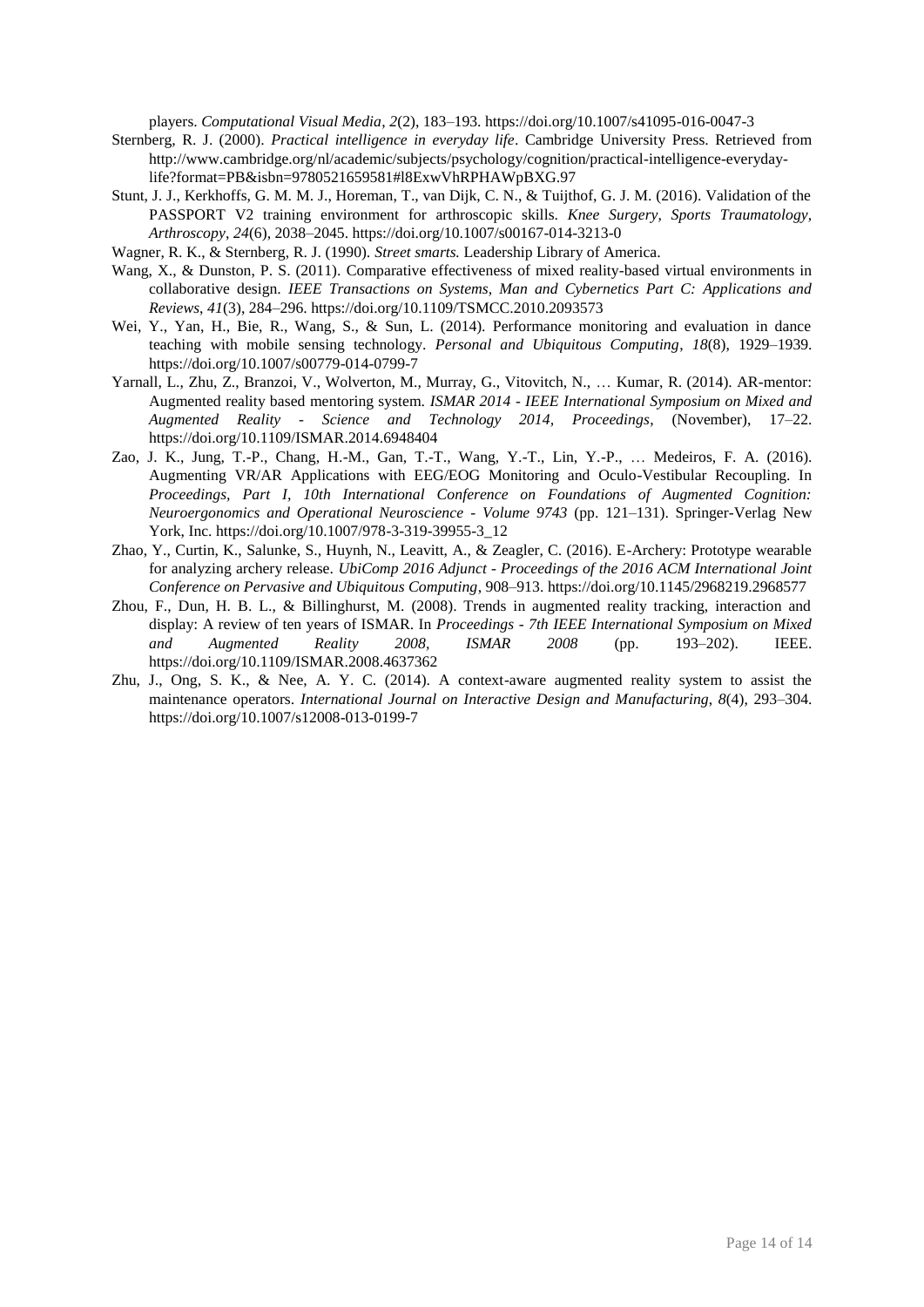players. *Computational Visual Media*, *2*(2), 183–193. https://doi.org/10.1007/s41095-016-0047-3

Sternberg, R. J. (2000). *Practical intelligence in everyday life*. Cambridge University Press. Retrieved from http://www.cambridge.org/nl/academic/subjects/psychology/cognition/practical-intelligence-everyday-life?format=PB&isbn=9780521659581#l8ExwVhRPHAWpBXG.97

Stunt, J. J., Kerkhoffs, G. M. M. J., Horeman, T., van Dijk, C. N., & Tuijthof, G. J. M. (2016). Validation of the PASSPORT V2 training environment for arthroscopic skills. *Knee Surgery, Sports Traumatology, Arthroscopy*, *24*(6), 2038–2045. https://doi.org/10.1007/s00167-014-3213-0

Wagner, R. K., & Sternberg, R. J. (1990). *Street smarts.* Leadership Library of America.

Wang, X., & Dunston, P. S. (2011). Comparative effectiveness of mixed reality-based virtual environments in collaborative design. *IEEE Transactions on Systems, Man and Cybernetics Part C: Applications and Reviews*, *41*(3), 284–296. https://doi.org/10.1109/TSMCC.2010.2093573

Wei, Y., Yan, H., Bie, R., Wang, S., & Sun, L. (2014). Performance monitoring and evaluation in dance teaching with mobile sensing technology. *Personal and Ubiquitous Computing*, *18*(8), 1929–1939. https://doi.org/10.1007/s00779-014-0799-7

Yarnall, L., Zhu, Z., Branzoi, V., Wolverton, M., Murray, G., Vitovitch, N., … Kumar, R. (2014). AR-mentor: Augmented reality based mentoring system. *ISMAR 2014 - IEEE International Symposium on Mixed and Augmented Reality - Science and Technology 2014, Proceedings*, (November), 17–22. https://doi.org/10.1109/ISMAR.2014.6948404

Zao, J. K., Jung, T.-P., Chang, H.-M., Gan, T.-T., Wang, Y.-T., Lin, Y.-P., … Medeiros, F. A. (2016). Augmenting VR/AR Applications with EEG/EOG Monitoring and Oculo-Vestibular Recoupling. In *Proceedings, Part I, 10th International Conference on Foundations of Augmented Cognition: Neuroergonomics and Operational Neuroscience - Volume 9743* (pp. 121–131). Springer-Verlag New York, Inc. https://doi.org/10.1007/978-3-319-39955-3_12

Zhao, Y., Curtin, K., Salunke, S., Huynh, N., Leavitt, A., & Zeagler, C. (2016). E-Archery: Prototype wearable for analyzing archery release. *UbiComp 2016 Adjunct - Proceedings of the 2016 ACM International Joint Conference on Pervasive and Ubiquitous Computing*, 908–913. https://doi.org/10.1145/2968219.2968577

Zhou, F., Dun, H. B. L., & Billinghurst, M. (2008). Trends in augmented reality tracking, interaction and display: A review of ten years of ISMAR. In *Proceedings - 7th IEEE International Symposium on Mixed and Augmented Reality 2008, ISMAR 2008* (pp. 193–202). IEEE. https://doi.org/10.1109/ISMAR.2008.4637362

Zhu, J., Ong, S. K., & Nee, A. Y. C. (2014). A context-aware augmented reality system to assist the maintenance operators. *International Journal on Interactive Design and Manufacturing*, *8*(4), 293–304. https://doi.org/10.1007/s12008-013-0199-7